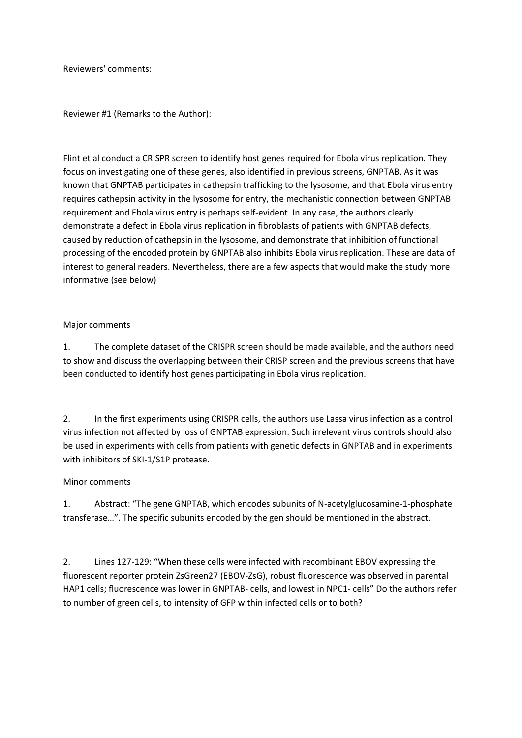Reviewers' comments:

Reviewer #1 (Remarks to the Author):

Flint et al conduct a CRISPR screen to identify host genes required for Ebola virus replication. They focus on investigating one of these genes, also identified in previous screens, GNPTAB. As it was known that GNPTAB participates in cathepsin trafficking to the lysosome, and that Ebola virus entry requires cathepsin activity in the lysosome for entry, the mechanistic connection between GNPTAB requirement and Ebola virus entry is perhaps self-evident. In any case, the authors clearly demonstrate a defect in Ebola virus replication in fibroblasts of patients with GNPTAB defects, caused by reduction of cathepsin in the lysosome, and demonstrate that inhibition of functional processing of the encoded protein by GNPTAB also inhibits Ebola virus replication. These are data of interest to general readers. Nevertheless, there are a few aspects that would make the study more informative (see below)

Major comments

1. The complete dataset of the CRISPR screen should be made available, and the authors need to show and discuss the overlapping between their CRISP screen and the previous screens that have been conducted to identify host genes participating in Ebola virus replication.

2. In the first experiments using CRISPR cells, the authors use Lassa virus infection as a control virus infection not affected by loss of GNPTAB expression. Such irrelevant virus controls should also be used in experiments with cells from patients with genetic defects in GNPTAB and in experiments with inhibitors of SKI-1/S1P protease.

Minor comments

1. Abstract: "The gene GNPTAB, which encodes subunits of N-acetylglucosamine-1-phosphate transferase…". The specific subunits encoded by the gen should be mentioned in the abstract.

2. Lines 127-129: "When these cells were infected with recombinant EBOV expressing the fluorescent reporter protein ZsGreen27 (EBOV-ZsG), robust fluorescence was observed in parental HAP1 cells; fluorescence was lower in GNPTAB- cells, and lowest in NPC1- cells" Do the authors refer to number of green cells, to intensity of GFP within infected cells or to both?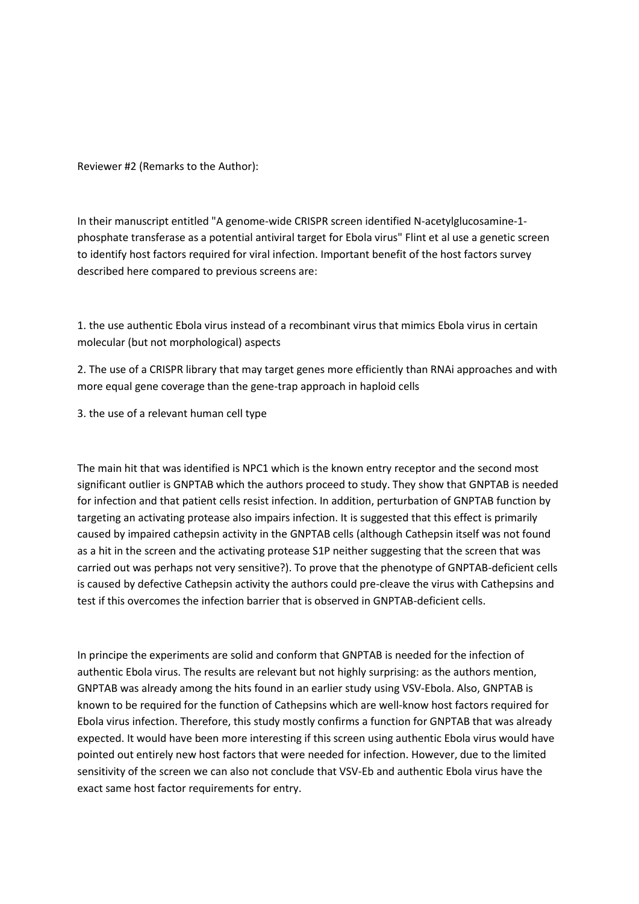Reviewer #2 (Remarks to the Author):

In their manuscript entitled "A genome-wide CRISPR screen identified N-acetylglucosamine-1-phosphate transferase as a potential antiviral target for Ebola virus" Flint et al use a genetic screen to identify host factors required for viral infection. Important benefit of the host factors survey described here compared to previous screens are:

1. the use authentic Ebola virus instead of a recombinant virus that mimics Ebola virus in certain molecular (but not morphological) aspects
2. The use of a CRISPR library that may target genes more efficiently than RNAi approaches and with more equal gene coverage than the gene-trap approach in haploid cells
3. the use of a relevant human cell type

The main hit that was identified is NPC1 which is the known entry receptor and the second most significant outlier is GNPTAB which the authors proceed to study. They show that GNPTAB is needed for infection and that patient cells resist infection. In addition, perturbation of GNPTAB function by targeting an activating protease also impairs infection. It is suggested that this effect is primarily caused by impaired cathepsin activity in the GNPTAB cells (although Cathepsin itself was not found as a hit in the screen and the activating protease S1P neither suggesting that the screen that was carried out was perhaps not very sensitive?). To prove that the phenotype of GNPTAB-deficient cells is caused by defective Cathepsin activity the authors could pre-cleave the virus with Cathepsins and test if this overcomes the infection barrier that is observed in GNPTAB-deficient cells.

In principe the experiments are solid and conform that GNPTAB is needed for the infection of authentic Ebola virus. The results are relevant but not highly surprising: as the authors mention, GNPTAB was already among the hits found in an earlier study using VSV-Ebola. Also, GNPTAB is known to be required for the function of Cathepsins which are well-know host factors required for Ebola virus infection. Therefore, this study mostly confirms a function for GNPTAB that was already expected. It would have been more interesting if this screen using authentic Ebola virus would have pointed out entirely new host factors that were needed for infection. However, due to the limited sensitivity of the screen we can also not conclude that VSV-Eb and authentic Ebola virus have the exact same host factor requirements for entry.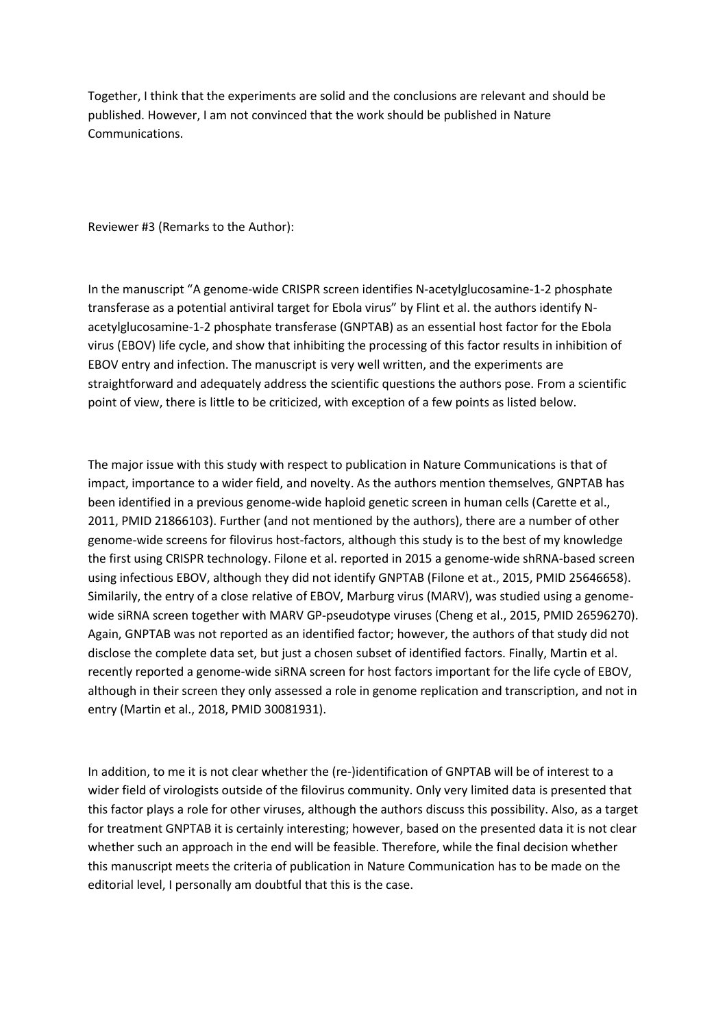Together, I think that the experiments are solid and the conclusions are relevant and should be published. However, I am not convinced that the work should be published in Nature Communications.

Reviewer #3 (Remarks to the Author):

In the manuscript "A genome-wide CRISPR screen identifies N-acetylglucosamine-1-2 phosphate transferase as a potential antiviral target for Ebola virus" by Flint et al. the authors identify N-acetylglucosamine-1-2 phosphate transferase (GNPTAB) as an essential host factor for the Ebola virus (EBOV) life cycle, and show that inhibiting the processing of this factor results in inhibition of EBOV entry and infection. The manuscript is very well written, and the experiments are straightforward and adequately address the scientific questions the authors pose. From a scientific point of view, there is little to be criticized, with exception of a few points as listed below.

The major issue with this study with respect to publication in Nature Communications is that of impact, importance to a wider field, and novelty. As the authors mention themselves, GNPTAB has been identified in a previous genome-wide haploid genetic screen in human cells (Carette et al., 2011, PMID 21866103). Further (and not mentioned by the authors), there are a number of other genome-wide screens for filovirus host-factors, although this study is to the best of my knowledge the first using CRISPR technology. Filone et al. reported in 2015 a genome-wide shRNA-based screen using infectious EBOV, although they did not identify GNPTAB (Filone et at., 2015, PMID 25646658). Similarily, the entry of a close relative of EBOV, Marburg virus (MARV), was studied using a genome-wide siRNA screen together with MARV GP-pseudotype viruses (Cheng et al., 2015, PMID 26596270). Again, GNPTAB was not reported as an identified factor; however, the authors of that study did not disclose the complete data set, but just a chosen subset of identified factors. Finally, Martin et al. recently reported a genome-wide siRNA screen for host factors important for the life cycle of EBOV, although in their screen they only assessed a role in genome replication and transcription, and not in entry (Martin et al., 2018, PMID 30081931).

In addition, to me it is not clear whether the (re-)identification of GNPTAB will be of interest to a wider field of virologists outside of the filovirus community. Only very limited data is presented that this factor plays a role for other viruses, although the authors discuss this possibility. Also, as a target for treatment GNPTAB it is certainly interesting; however, based on the presented data it is not clear whether such an approach in the end will be feasible. Therefore, while the final decision whether this manuscript meets the criteria of publication in Nature Communication has to be made on the editorial level, I personally am doubtful that this is the case.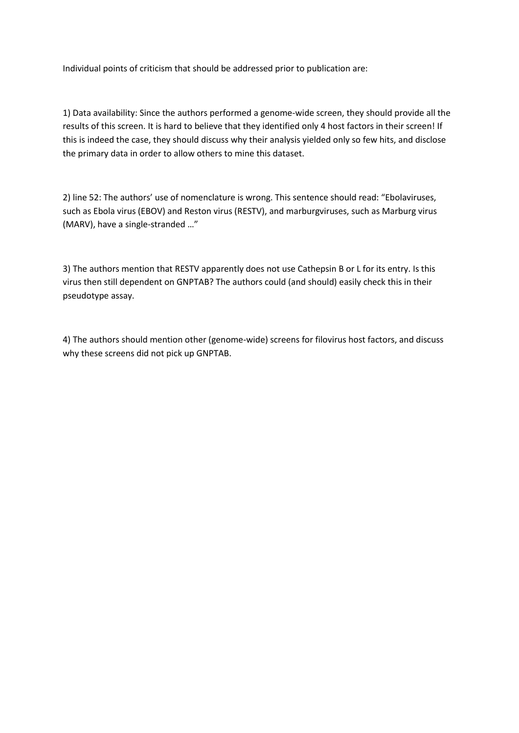Individual points of criticism that should be addressed prior to publication are:

1) Data availability: Since the authors performed a genome-wide screen, they should provide all the results of this screen. It is hard to believe that they identified only 4 host factors in their screen! If this is indeed the case, they should discuss why their analysis yielded only so few hits, and disclose the primary data in order to allow others to mine this dataset.

2) line 52: The authors' use of nomenclature is wrong. This sentence should read: "Ebolaviruses, such as Ebola virus (EBOV) and Reston virus (RESTV), and marburgviruses, such as Marburg virus (MARV), have a single-stranded …"

3) The authors mention that RESTV apparently does not use Cathepsin B or L for its entry. Is this virus then still dependent on GNPTAB? The authors could (and should) easily check this in their pseudotype assay.

4) The authors should mention other (genome-wide) screens for filovirus host factors, and discuss why these screens did not pick up GNPTAB.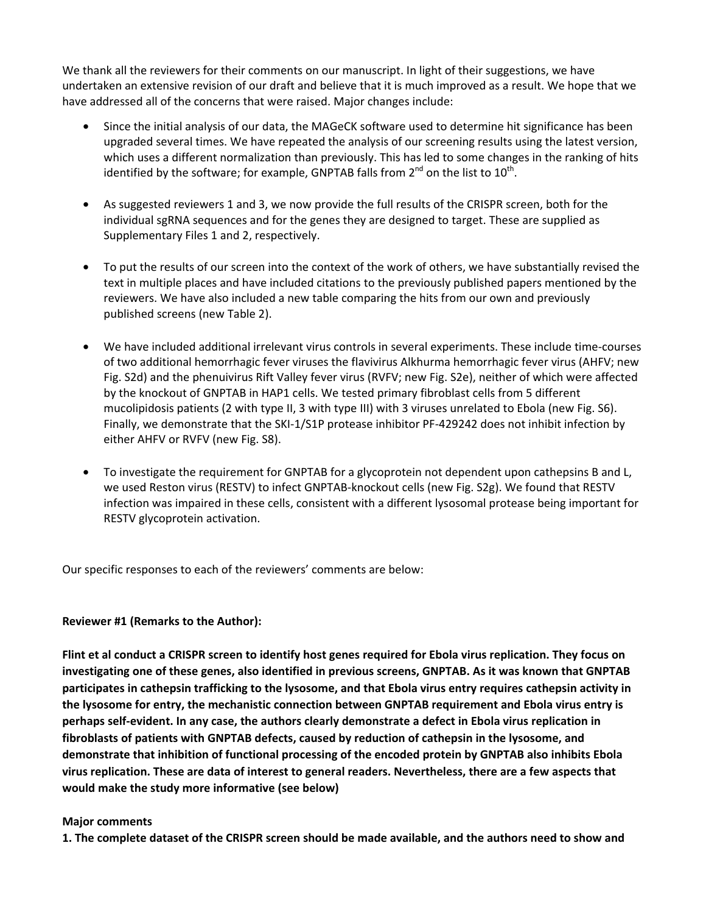We thank all the reviewers for their comments on our manuscript. In light of their suggestions, we have undertaken an extensive revision of our draft and believe that it is much improved as a result. We hope that we have addressed all of the concerns that were raised. Major changes include:

- Since the initial analysis of our data, the MAGeCK software used to determine hit significance has been upgraded several times. We have repeated the analysis of our screening results using the latest version, which uses a different normalization than previously. This has led to some changes in the ranking of hits identified by the software; for example, GNPTAB falls from 2nd on the list to 10th.

- As suggested reviewers 1 and 3, we now provide the full results of the CRISPR screen, both for the individual sgRNA sequences and for the genes they are designed to target. These are supplied as Supplementary Files 1 and 2, respectively.

- To put the results of our screen into the context of the work of others, we have substantially revised the text in multiple places and have included citations to the previously published papers mentioned by the reviewers. We have also included a new table comparing the hits from our own and previously published screens (new Table 2).

- We have included additional irrelevant virus controls in several experiments. These include time-courses of two additional hemorrhagic fever viruses the flavivirus Alkhurma hemorrhagic fever virus (AHFV; new Fig. S2d) and the phenuivirus Rift Valley fever virus (RVFV; new Fig. S2e), neither of which were affected by the knockout of GNPTAB in HAP1 cells. We tested primary fibroblast cells from 5 different mucolipidosis patients (2 with type II, 3 with type III) with 3 viruses unrelated to Ebola (new Fig. S6). Finally, we demonstrate that the SKI-1/S1P protease inhibitor PF-429242 does not inhibit infection by either AHFV or RVFV (new Fig. S8).

- To investigate the requirement for GNPTAB for a glycoprotein not dependent upon cathepsins B and L, we used Reston virus (RESTV) to infect GNPTAB-knockout cells (new Fig. S2g). We found that RESTV infection was impaired in these cells, consistent with a different lysosomal protease being important for RESTV glycoprotein activation.

Our specific responses to each of the reviewers' comments are below:

**Reviewer #1 (Remarks to the Author):**

**Flint et al conduct a CRISPR screen to identify host genes required for Ebola virus replication. They focus on investigating one of these genes, also identified in previous screens, GNPTAB. As it was known that GNPTAB participates in cathepsin trafficking to the lysosome, and that Ebola virus entry requires cathepsin activity in the lysosome for entry, the mechanistic connection between GNPTAB requirement and Ebola virus entry is perhaps self-evident. In any case, the authors clearly demonstrate a defect in Ebola virus replication in fibroblasts of patients with GNPTAB defects, caused by reduction of cathepsin in the lysosome, and demonstrate that inhibition of functional processing of the encoded protein by GNPTAB also inhibits Ebola virus replication. These are data of interest to general readers. Nevertheless, there are a few aspects that would make the study more informative (see below)**

**Major comments**

**1. The complete dataset of the CRISPR screen should be made available, and the authors need to show and**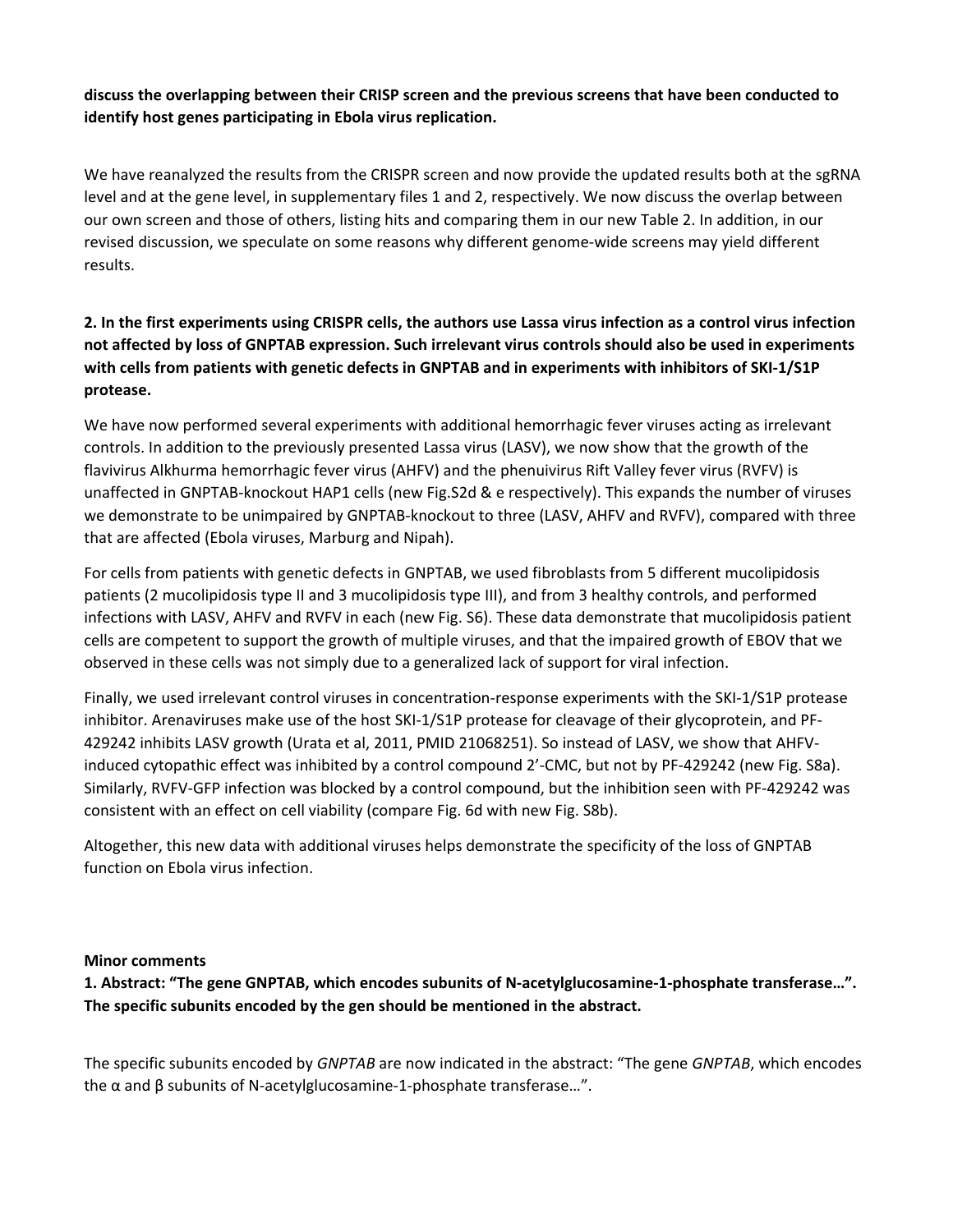**discuss the overlapping between their CRISP screen and the previous screens that have been conducted to identify host genes participating in Ebola virus replication.**

We have reanalyzed the results from the CRISPR screen and now provide the updated results both at the sgRNA level and at the gene level, in supplementary files 1 and 2, respectively. We now discuss the overlap between our own screen and those of others, listing hits and comparing them in our new Table 2. In addition, in our revised discussion, we speculate on some reasons why different genome-wide screens may yield different results.

**2. In the first experiments using CRISPR cells, the authors use Lassa virus infection as a control virus infection not affected by loss of GNPTAB expression. Such irrelevant virus controls should also be used in experiments with cells from patients with genetic defects in GNPTAB and in experiments with inhibitors of SKI-1/S1P protease.**

We have now performed several experiments with additional hemorrhagic fever viruses acting as irrelevant controls. In addition to the previously presented Lassa virus (LASV), we now show that the growth of the flavivirus Alkhurma hemorrhagic fever virus (AHFV) and the phenuivirus Rift Valley fever virus (RVFV) is unaffected in GNPTAB-knockout HAP1 cells (new Fig.S2d & e respectively). This expands the number of viruses we demonstrate to be unimpaired by GNPTAB-knockout to three (LASV, AHFV and RVFV), compared with three that are affected (Ebola viruses, Marburg and Nipah).

For cells from patients with genetic defects in GNPTAB, we used fibroblasts from 5 different mucolipidosis patients (2 mucolipidosis type II and 3 mucolipidosis type III), and from 3 healthy controls, and performed infections with LASV, AHFV and RVFV in each (new Fig. S6). These data demonstrate that mucolipidosis patient cells are competent to support the growth of multiple viruses, and that the impaired growth of EBOV that we observed in these cells was not simply due to a generalized lack of support for viral infection.

Finally, we used irrelevant control viruses in concentration-response experiments with the SKI-1/S1P protease inhibitor. Arenaviruses make use of the host SKI-1/S1P protease for cleavage of their glycoprotein, and PF-429242 inhibits LASV growth (Urata et al, 2011, PMID 21068251). So instead of LASV, we show that AHFV-induced cytopathic effect was inhibited by a control compound 2'-CMC, but not by PF-429242 (new Fig. S8a). Similarly, RVFV-GFP infection was blocked by a control compound, but the inhibition seen with PF-429242 was consistent with an effect on cell viability (compare Fig. 6d with new Fig. S8b).

Altogether, this new data with additional viruses helps demonstrate the specificity of the loss of GNPTAB function on Ebola virus infection.

**Minor comments**

**1. Abstract: "The gene GNPTAB, which encodes subunits of N-acetylglucosamine-1-phosphate transferase…". The specific subunits encoded by the gen should be mentioned in the abstract.**

The specific subunits encoded by *GNPTAB* are now indicated in the abstract: "The gene *GNPTAB*, which encodes the α and β subunits of N-acetylglucosamine-1-phosphate transferase…".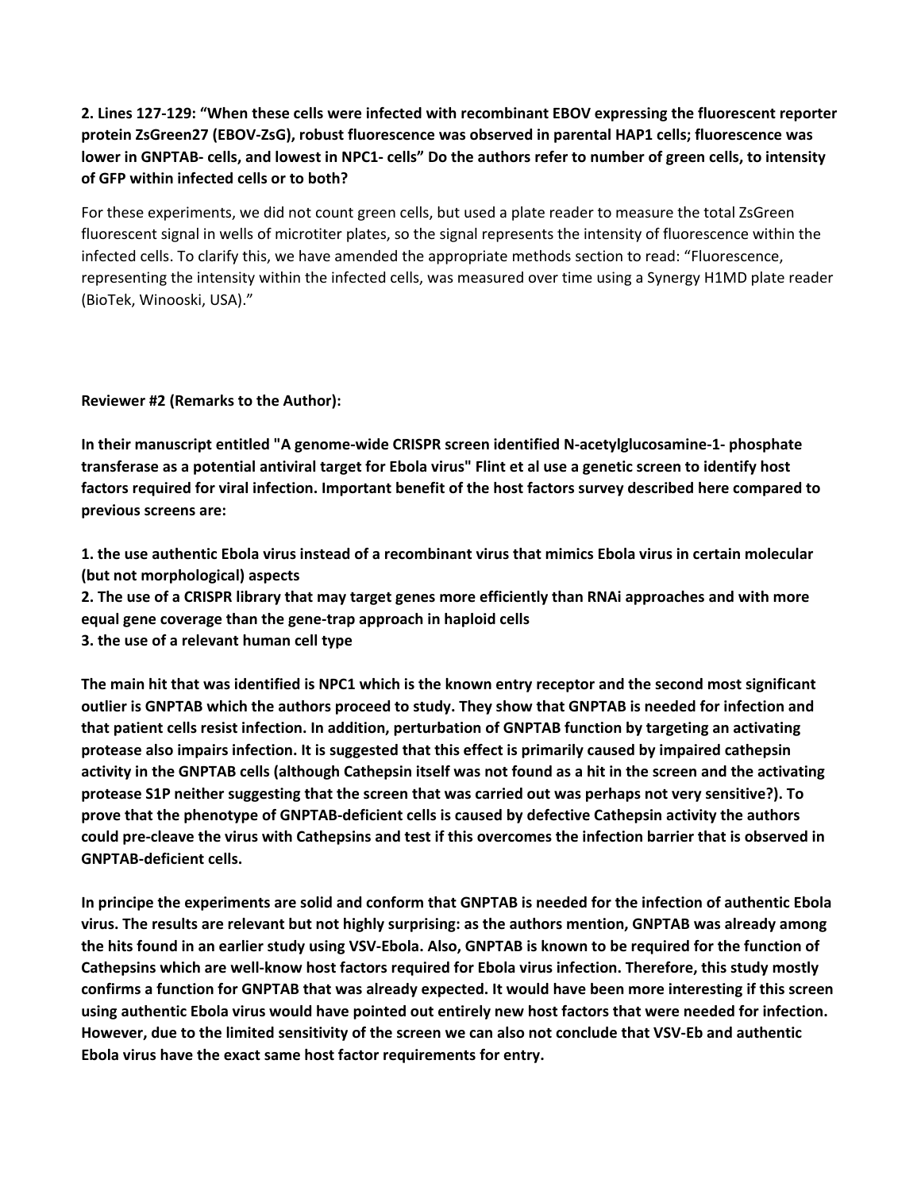**2. Lines 127-129: "When these cells were infected with recombinant EBOV expressing the fluorescent reporter protein ZsGreen27 (EBOV-ZsG), robust fluorescence was observed in parental HAP1 cells; fluorescence was lower in GNPTAB- cells, and lowest in NPC1- cells" Do the authors refer to number of green cells, to intensity of GFP within infected cells or to both?**

For these experiments, we did not count green cells, but used a plate reader to measure the total ZsGreen fluorescent signal in wells of microtiter plates, so the signal represents the intensity of fluorescence within the infected cells. To clarify this, we have amended the appropriate methods section to read: "Fluorescence, representing the intensity within the infected cells, was measured over time using a Synergy H1MD plate reader (BioTek, Winooski, USA)."

**Reviewer #2 (Remarks to the Author):**

**In their manuscript entitled "A genome-wide CRISPR screen identified N-acetylglucosamine-1- phosphate transferase as a potential antiviral target for Ebola virus" Flint et al use a genetic screen to identify host factors required for viral infection. Important benefit of the host factors survey described here compared to previous screens are:**

**1. the use authentic Ebola virus instead of a recombinant virus that mimics Ebola virus in certain molecular (but not morphological) aspects**
**2. The use of a CRISPR library that may target genes more efficiently than RNAi approaches and with more equal gene coverage than the gene-trap approach in haploid cells**
**3. the use of a relevant human cell type**

**The main hit that was identified is NPC1 which is the known entry receptor and the second most significant outlier is GNPTAB which the authors proceed to study. They show that GNPTAB is needed for infection and that patient cells resist infection. In addition, perturbation of GNPTAB function by targeting an activating protease also impairs infection. It is suggested that this effect is primarily caused by impaired cathepsin activity in the GNPTAB cells (although Cathepsin itself was not found as a hit in the screen and the activating protease S1P neither suggesting that the screen that was carried out was perhaps not very sensitive?). To prove that the phenotype of GNPTAB-deficient cells is caused by defective Cathepsin activity the authors could pre-cleave the virus with Cathepsins and test if this overcomes the infection barrier that is observed in GNPTAB-deficient cells.**

**In principe the experiments are solid and conform that GNPTAB is needed for the infection of authentic Ebola virus. The results are relevant but not highly surprising: as the authors mention, GNPTAB was already among the hits found in an earlier study using VSV-Ebola. Also, GNPTAB is known to be required for the function of Cathepsins which are well-know host factors required for Ebola virus infection. Therefore, this study mostly confirms a function for GNPTAB that was already expected. It would have been more interesting if this screen using authentic Ebola virus would have pointed out entirely new host factors that were needed for infection. However, due to the limited sensitivity of the screen we can also not conclude that VSV-Eb and authentic Ebola virus have the exact same host factor requirements for entry.**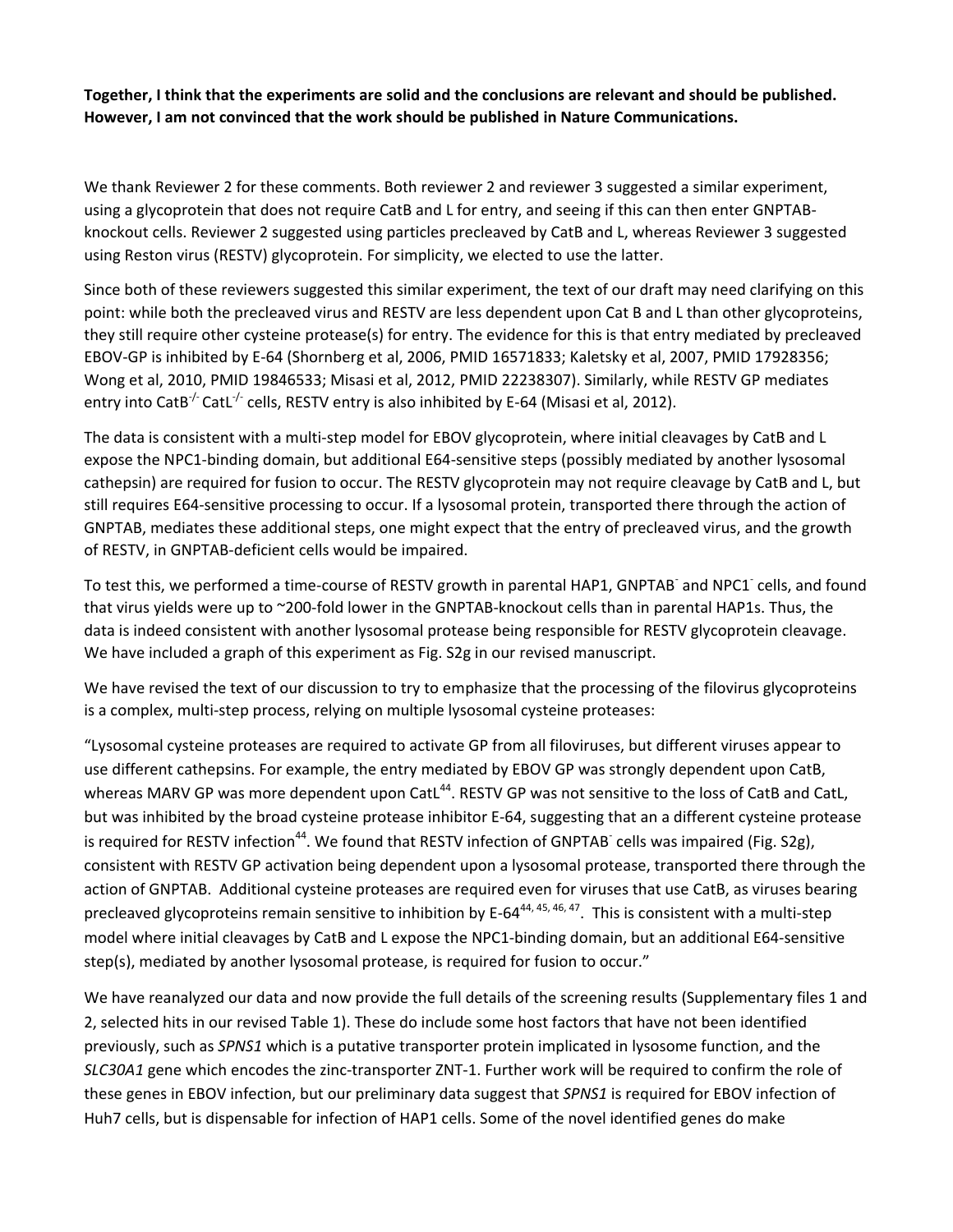**Together, I think that the experiments are solid and the conclusions are relevant and should be published. However, I am not convinced that the work should be published in Nature Communications.**

We thank Reviewer 2 for these comments. Both reviewer 2 and reviewer 3 suggested a similar experiment, using a glycoprotein that does not require CatB and L for entry, and seeing if this can then enter GNPTAB-knockout cells. Reviewer 2 suggested using particles precleaved by CatB and L, whereas Reviewer 3 suggested using Reston virus (RESTV) glycoprotein. For simplicity, we elected to use the latter.

Since both of these reviewers suggested this similar experiment, the text of our draft may need clarifying on this point: while both the precleaved virus and RESTV are less dependent upon Cat B and L than other glycoproteins, they still require other cysteine protease(s) for entry. The evidence for this is that entry mediated by precleaved EBOV-GP is inhibited by E-64 (Shornberg et al, 2006, PMID 16571833; Kaletsky et al, 2007, PMID 17928356; Wong et al, 2010, PMID 19846533; Misasi et al, 2012, PMID 22238307). Similarly, while RESTV GP mediates entry into CatB$^{-/-}$ CatL$^{-/-}$ cells, RESTV entry is also inhibited by E-64 (Misasi et al, 2012).

The data is consistent with a multi-step model for EBOV glycoprotein, where initial cleavages by CatB and L expose the NPC1-binding domain, but additional E64-sensitive steps (possibly mediated by another lysosomal cathepsin) are required for fusion to occur. The RESTV glycoprotein may not require cleavage by CatB and L, but still requires E64-sensitive processing to occur. If a lysosomal protein, transported there through the action of GNPTAB, mediates these additional steps, one might expect that the entry of precleaved virus, and the growth of RESTV, in GNPTAB-deficient cells would be impaired.

To test this, we performed a time-course of RESTV growth in parental HAP1, GNPTAB$^{-}$ and NPC1$^{-}$ cells, and found that virus yields were up to ~200-fold lower in the GNPTAB-knockout cells than in parental HAP1s. Thus, the data is indeed consistent with another lysosomal protease being responsible for RESTV glycoprotein cleavage. We have included a graph of this experiment as Fig. S2g in our revised manuscript.

We have revised the text of our discussion to try to emphasize that the processing of the filovirus glycoproteins is a complex, multi-step process, relying on multiple lysosomal cysteine proteases:

"Lysosomal cysteine proteases are required to activate GP from all filoviruses, but different viruses appear to use different cathepsins. For example, the entry mediated by EBOV GP was strongly dependent upon CatB, whereas MARV GP was more dependent upon CatL[44]. RESTV GP was not sensitive to the loss of CatB and CatL, but was inhibited by the broad cysteine protease inhibitor E-64, suggesting that an a different cysteine protease is required for RESTV infection[44]. We found that RESTV infection of GNPTAB$^{-}$ cells was impaired (Fig. S2g), consistent with RESTV GP activation being dependent upon a lysosomal protease, transported there through the action of GNPTAB. Additional cysteine proteases are required even for viruses that use CatB, as viruses bearing precleaved glycoproteins remain sensitive to inhibition by E-64[44, 45, 46, 47]. This is consistent with a multi-step model where initial cleavages by CatB and L expose the NPC1-binding domain, but an additional E64-sensitive step(s), mediated by another lysosomal protease, is required for fusion to occur."

We have reanalyzed our data and now provide the full details of the screening results (Supplementary files 1 and 2, selected hits in our revised Table 1). These do include some host factors that have not been identified previously, such as *SPNS1* which is a putative transporter protein implicated in lysosome function, and the *SLC30A1* gene which encodes the zinc-transporter ZNT-1. Further work will be required to confirm the role of these genes in EBOV infection, but our preliminary data suggest that *SPNS1* is required for EBOV infection of Huh7 cells, but is dispensable for infection of HAP1 cells. Some of the novel identified genes do make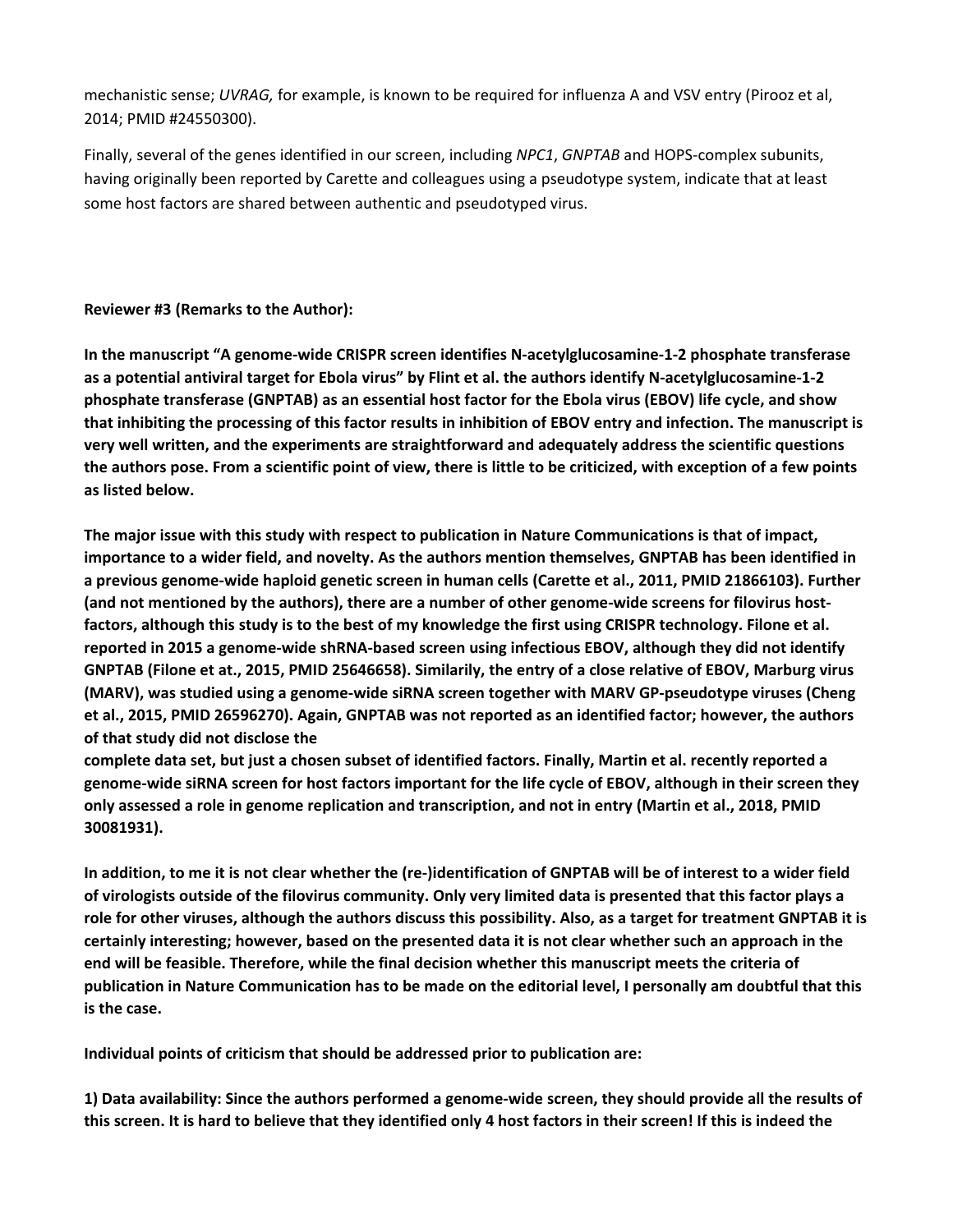mechanistic sense; *UVRAG,* for example, is known to be required for influenza A and VSV entry (Pirooz et al, 2014; PMID #24550300).

Finally, several of the genes identified in our screen, including *NPC1*, *GNPTAB* and HOPS-complex subunits, having originally been reported by Carette and colleagues using a pseudotype system, indicate that at least some host factors are shared between authentic and pseudotyped virus.

**Reviewer #3 (Remarks to the Author):**

**In the manuscript "A genome-wide CRISPR screen identifies N-acetylglucosamine-1-2 phosphate transferase as a potential antiviral target for Ebola virus" by Flint et al. the authors identify N-acetylglucosamine-1-2 phosphate transferase (GNPTAB) as an essential host factor for the Ebola virus (EBOV) life cycle, and show that inhibiting the processing of this factor results in inhibition of EBOV entry and infection. The manuscript is very well written, and the experiments are straightforward and adequately address the scientific questions the authors pose. From a scientific point of view, there is little to be criticized, with exception of a few points as listed below.**

**The major issue with this study with respect to publication in Nature Communications is that of impact, importance to a wider field, and novelty. As the authors mention themselves, GNPTAB has been identified in a previous genome-wide haploid genetic screen in human cells (Carette et al., 2011, PMID 21866103). Further (and not mentioned by the authors), there are a number of other genome-wide screens for filovirus host-factors, although this study is to the best of my knowledge the first using CRISPR technology. Filone et al. reported in 2015 a genome-wide shRNA-based screen using infectious EBOV, although they did not identify GNPTAB (Filone et at., 2015, PMID 25646658). Similarily, the entry of a close relative of EBOV, Marburg virus (MARV), was studied using a genome-wide siRNA screen together with MARV GP-pseudotype viruses (Cheng et al., 2015, PMID 26596270). Again, GNPTAB was not reported as an identified factor; however, the authors of that study did not disclose the complete data set, but just a chosen subset of identified factors. Finally, Martin et al. recently reported a genome-wide siRNA screen for host factors important for the life cycle of EBOV, although in their screen they only assessed a role in genome replication and transcription, and not in entry (Martin et al., 2018, PMID 30081931).**

**In addition, to me it is not clear whether the (re-)identification of GNPTAB will be of interest to a wider field of virologists outside of the filovirus community. Only very limited data is presented that this factor plays a role for other viruses, although the authors discuss this possibility. Also, as a target for treatment GNPTAB it is certainly interesting; however, based on the presented data it is not clear whether such an approach in the end will be feasible. Therefore, while the final decision whether this manuscript meets the criteria of publication in Nature Communication has to be made on the editorial level, I personally am doubtful that this is the case.**

**Individual points of criticism that should be addressed prior to publication are:**

**1) Data availability: Since the authors performed a genome-wide screen, they should provide all the results of this screen. It is hard to believe that they identified only 4 host factors in their screen! If this is indeed the**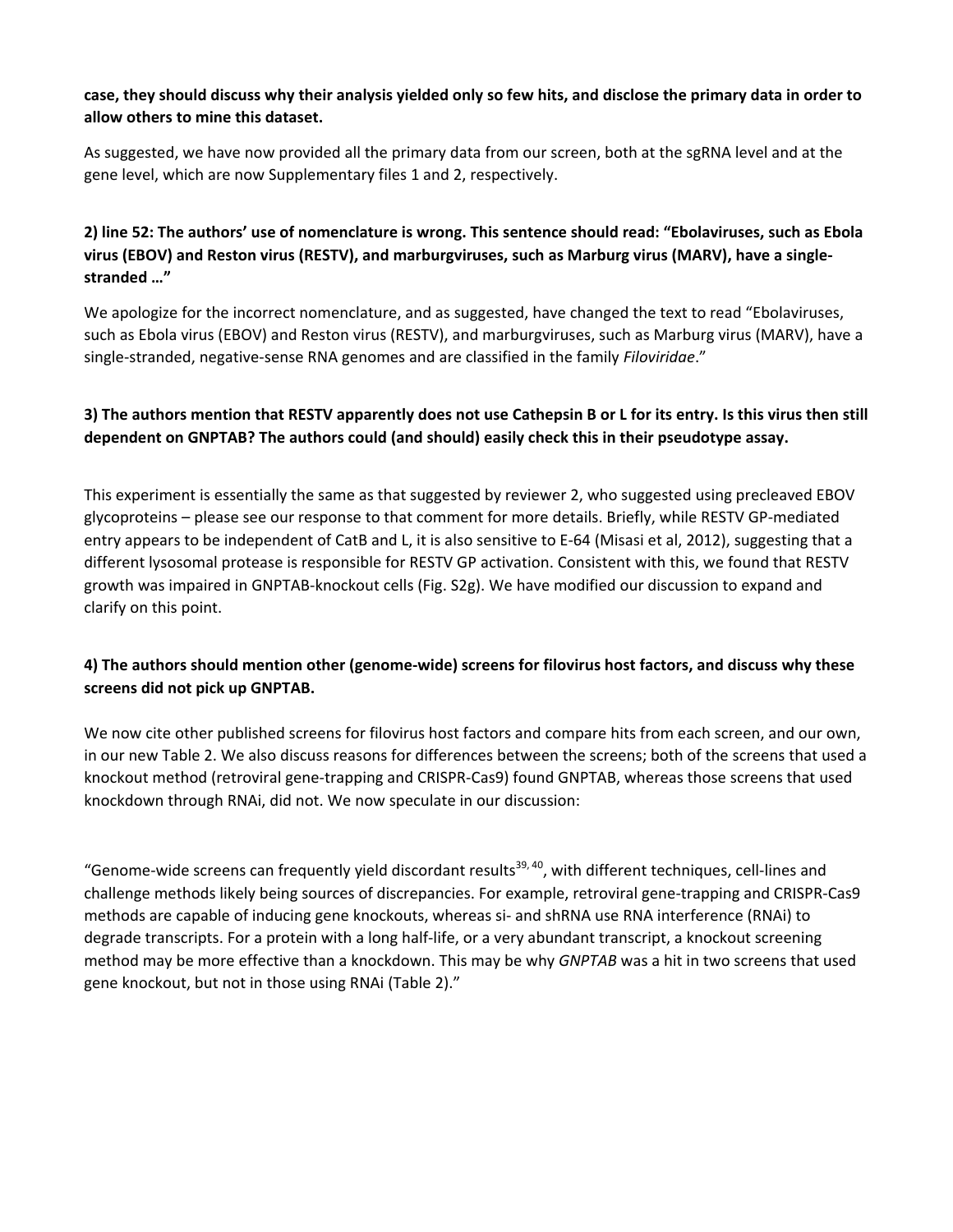**case, they should discuss why their analysis yielded only so few hits, and disclose the primary data in order to allow others to mine this dataset.**

As suggested, we have now provided all the primary data from our screen, both at the sgRNA level and at the gene level, which are now Supplementary files 1 and 2, respectively.

**2) line 52: The authors' use of nomenclature is wrong. This sentence should read: "Ebolaviruses, such as Ebola virus (EBOV) and Reston virus (RESTV), and marburgviruses, such as Marburg virus (MARV), have a single-stranded …"**

We apologize for the incorrect nomenclature, and as suggested, have changed the text to read "Ebolaviruses, such as Ebola virus (EBOV) and Reston virus (RESTV), and marburgviruses, such as Marburg virus (MARV), have a single-stranded, negative-sense RNA genomes and are classified in the family *Filoviridae*."

**3) The authors mention that RESTV apparently does not use Cathepsin B or L for its entry. Is this virus then still dependent on GNPTAB? The authors could (and should) easily check this in their pseudotype assay.**

This experiment is essentially the same as that suggested by reviewer 2, who suggested using precleaved EBOV glycoproteins – please see our response to that comment for more details. Briefly, while RESTV GP-mediated entry appears to be independent of CatB and L, it is also sensitive to E-64 (Misasi et al, 2012), suggesting that a different lysosomal protease is responsible for RESTV GP activation. Consistent with this, we found that RESTV growth was impaired in GNPTAB-knockout cells (Fig. S2g). We have modified our discussion to expand and clarify on this point.

**4) The authors should mention other (genome-wide) screens for filovirus host factors, and discuss why these screens did not pick up GNPTAB.**

We now cite other published screens for filovirus host factors and compare hits from each screen, and our own, in our new Table 2. We also discuss reasons for differences between the screens; both of the screens that used a knockout method (retroviral gene-trapping and CRISPR-Cas9) found GNPTAB, whereas those screens that used knockdown through RNAi, did not. We now speculate in our discussion:

"Genome-wide screens can frequently yield discordant results[39, 40], with different techniques, cell-lines and challenge methods likely being sources of discrepancies. For example, retroviral gene-trapping and CRISPR-Cas9 methods are capable of inducing gene knockouts, whereas si- and shRNA use RNA interference (RNAi) to degrade transcripts. For a protein with a long half-life, or a very abundant transcript, a knockout screening method may be more effective than a knockdown. This may be why *GNPTAB* was a hit in two screens that used gene knockout, but not in those using RNAi (Table 2)."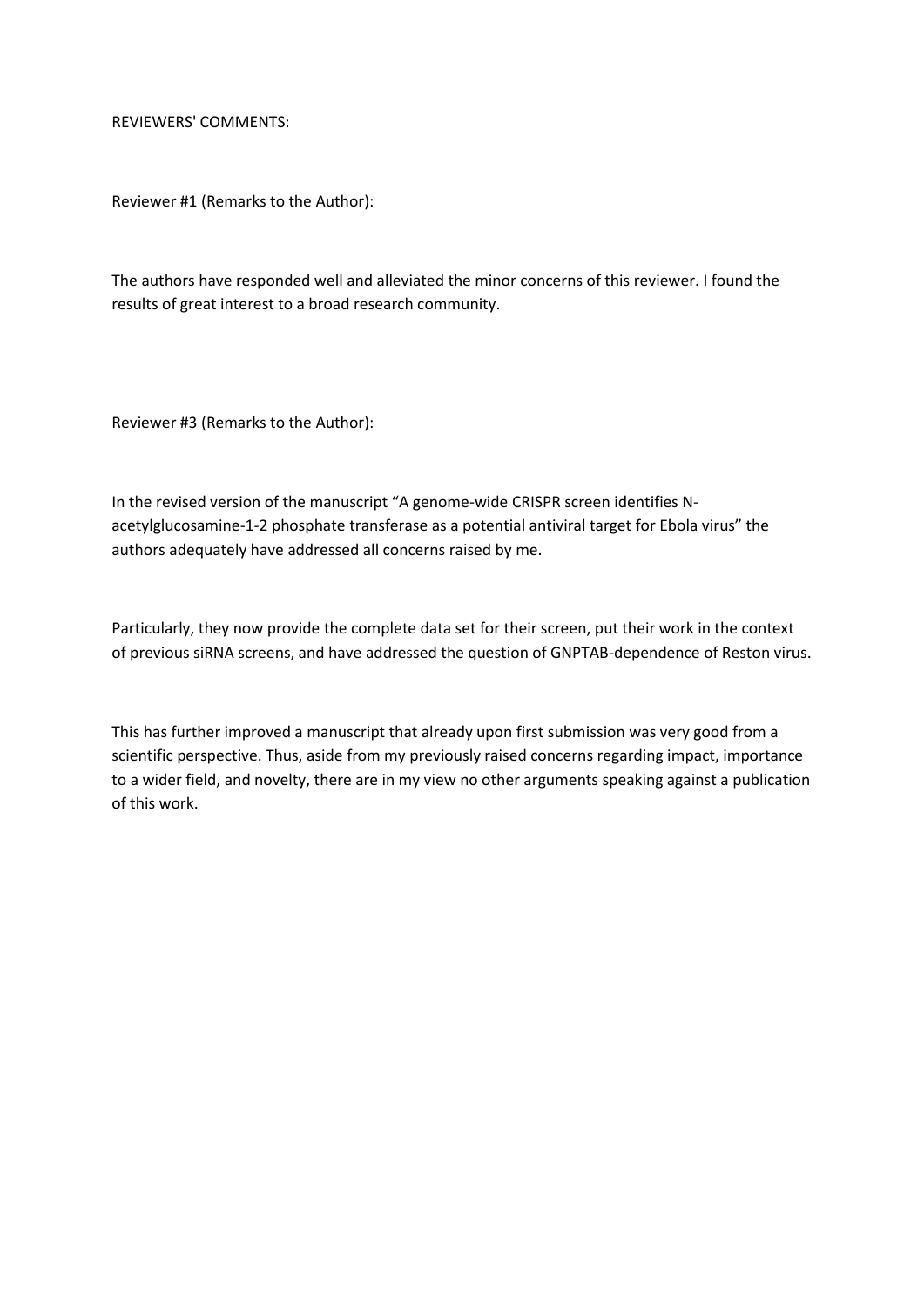REVIEWERS' COMMENTS:

Reviewer #1 (Remarks to the Author):

The authors have responded well and alleviated the minor concerns of this reviewer. I found the results of great interest to a broad research community.

Reviewer #3 (Remarks to the Author):

In the revised version of the manuscript "A genome-wide CRISPR screen identifies N-acetylglucosamine-1-2 phosphate transferase as a potential antiviral target for Ebola virus" the authors adequately have addressed all concerns raised by me.

Particularly, they now provide the complete data set for their screen, put their work in the context of previous siRNA screens, and have addressed the question of GNPTAB-dependence of Reston virus.

This has further improved a manuscript that already upon first submission was very good from a scientific perspective. Thus, aside from my previously raised concerns regarding impact, importance to a wider field, and novelty, there are in my view no other arguments speaking against a publication of this work.